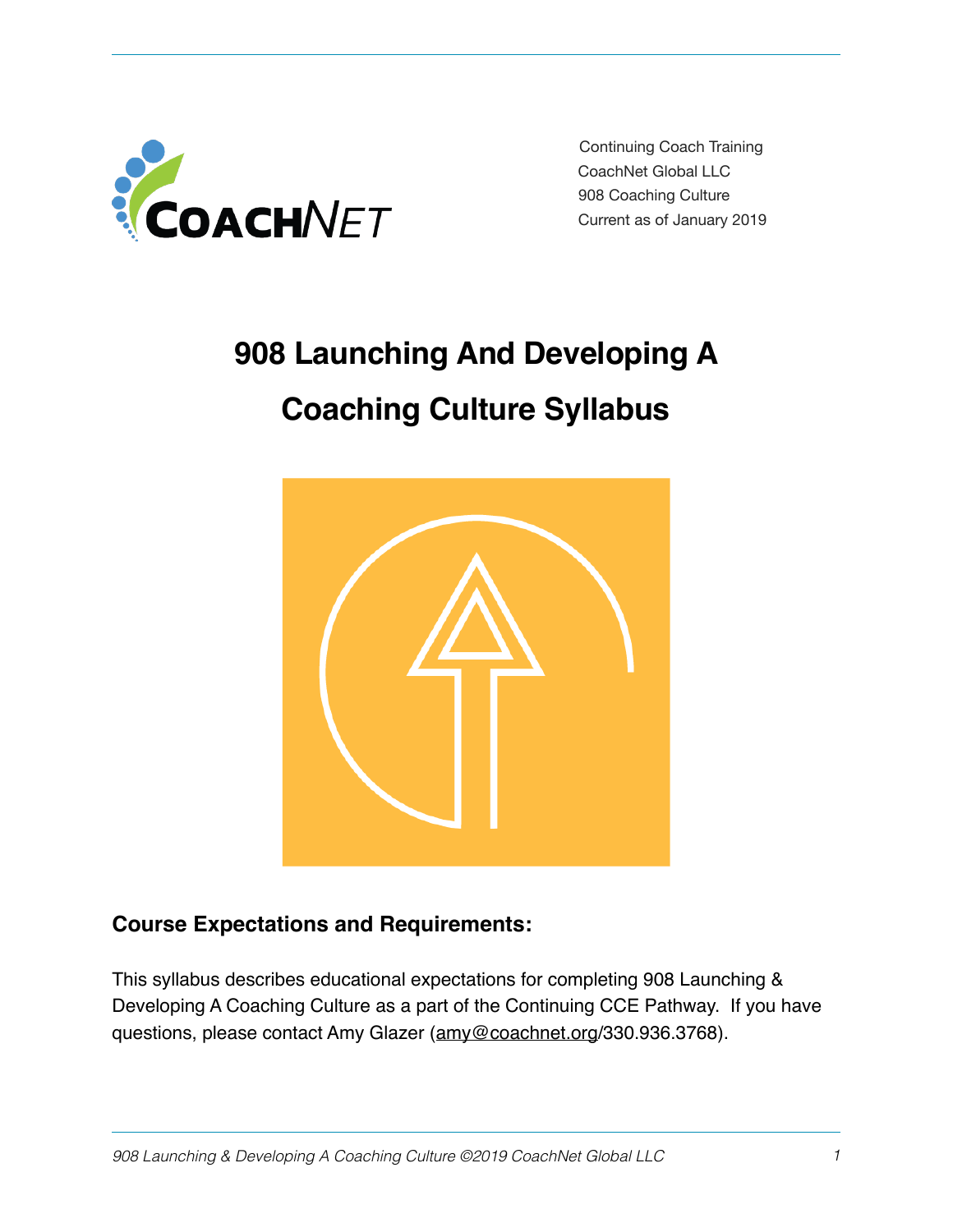Continuing Coach Training
CoachNet Global LLC
908 Coaching Culture
Current as of January 2019

# 908 Launching And Developing A Coaching Culture Syllabus

## Course Expectations and Requirements:

This syllabus describes educational expectations for completing 908 Launching & Developing A Coaching Culture as a part of the Continuing CCE Pathway. If you have questions, please contact Amy Glazer (amy@coachnet.org/330.936.3768).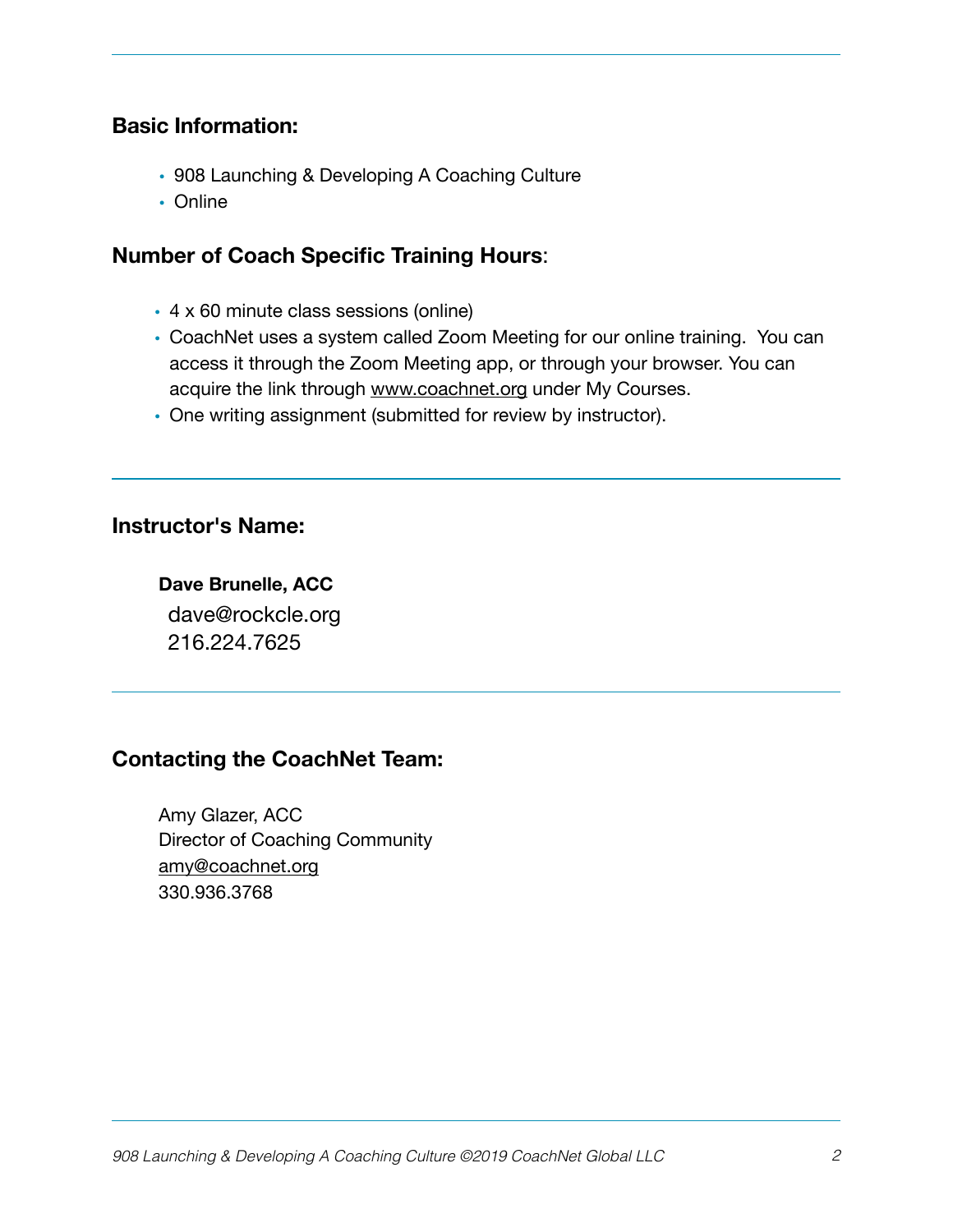## Basic Information:

- 908 Launching & Developing A Coaching Culture
- Online

## Number of Coach Specific Training Hours:

- 4 x 60 minute class sessions (online)
- CoachNet uses a system called Zoom Meeting for our online training. You can access it through the Zoom Meeting app, or through your browser. You can acquire the link through www.coachnet.org under My Courses.
- One writing assignment (submitted for review by instructor).

## Instructor's Name:

**Dave Brunelle, ACC**
dave@rockcle.org
216.224.7625

## Contacting the CoachNet Team:

Amy Glazer, ACC
Director of Coaching Community
amy@coachnet.org
330.936.3768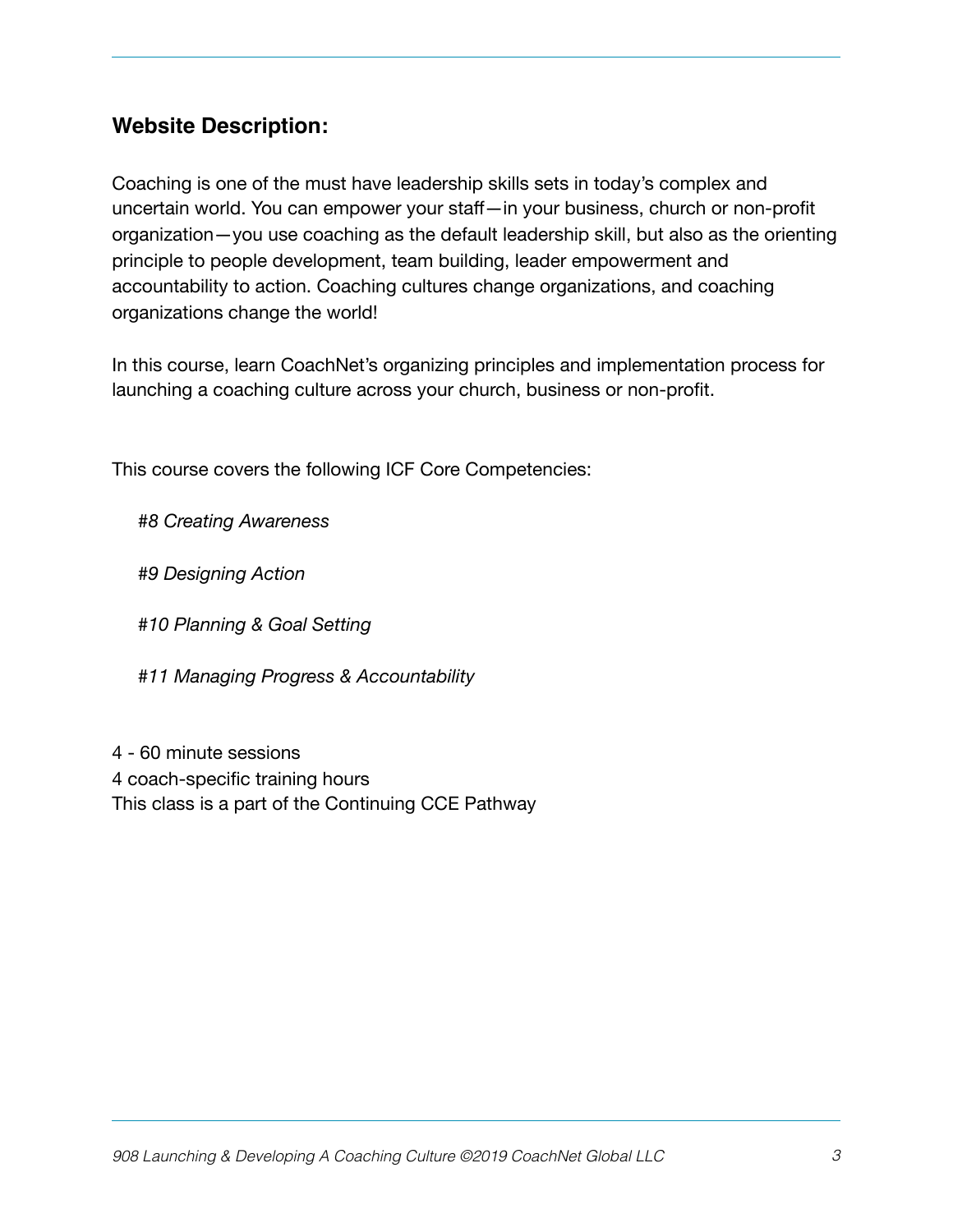## Website Description:

Coaching is one of the must have leadership skills sets in today's complex and uncertain world. You can empower your staff—in your business, church or non-profit organization—you use coaching as the default leadership skill, but also as the orienting principle to people development, team building, leader empowerment and accountability to action. Coaching cultures change organizations, and coaching organizations change the world!

In this course, learn CoachNet's organizing principles and implementation process for launching a coaching culture across your church, business or non-profit.

This course covers the following ICF Core Competencies:

*#8 Creating Awareness*

*#9 Designing Action*

*#10 Planning & Goal Setting*

*#11 Managing Progress & Accountability*

4 - 60 minute sessions
4 coach-specific training hours
This class is a part of the Continuing CCE Pathway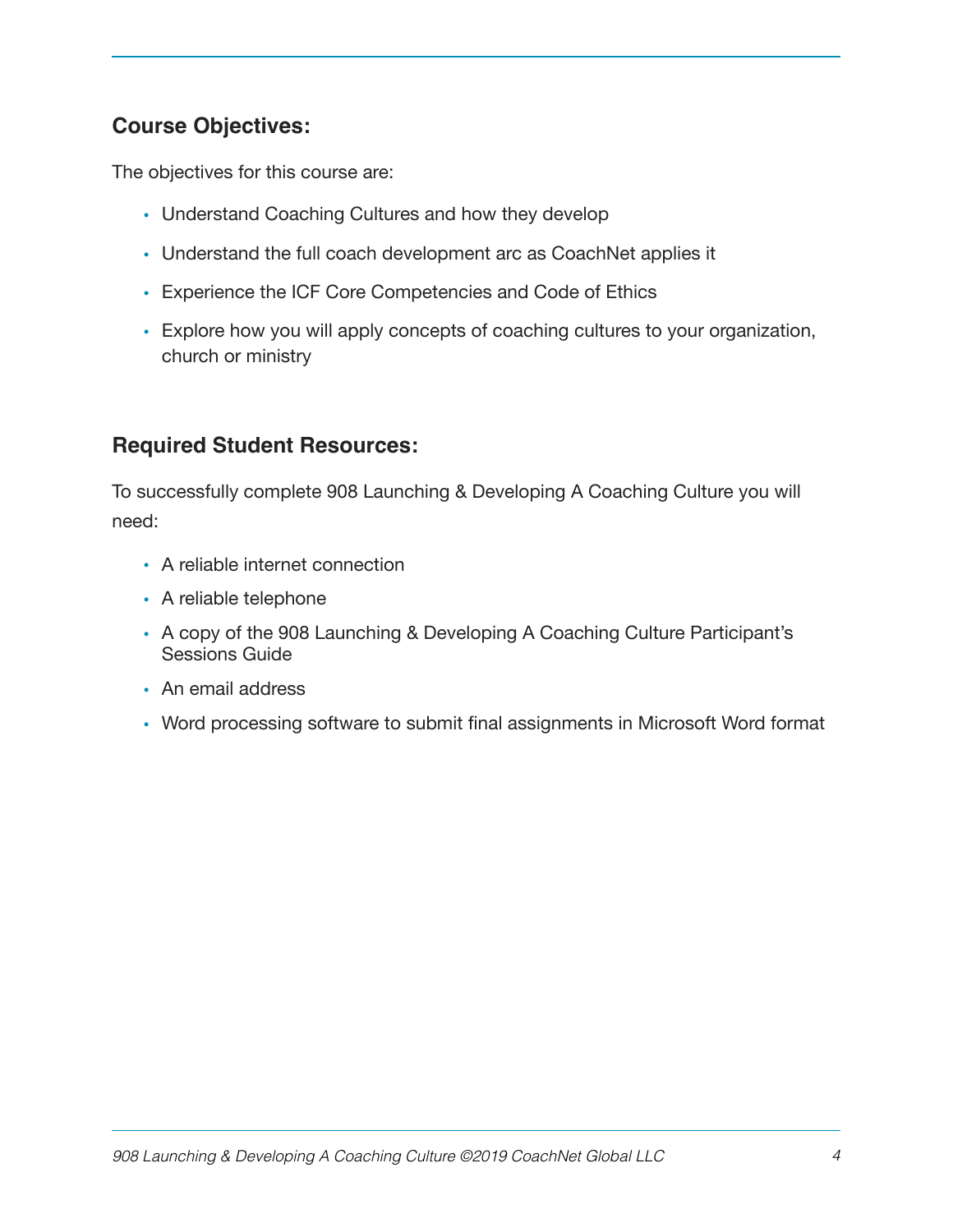## Course Objectives:

The objectives for this course are:

- Understand Coaching Cultures and how they develop
- Understand the full coach development arc as CoachNet applies it
- Experience the ICF Core Competencies and Code of Ethics
- Explore how you will apply concepts of coaching cultures to your organization, church or ministry

## Required Student Resources:

To successfully complete 908 Launching & Developing A Coaching Culture you will need:

- A reliable internet connection
- A reliable telephone
- A copy of the 908 Launching & Developing A Coaching Culture Participant's Sessions Guide
- An email address
- Word processing software to submit final assignments in Microsoft Word format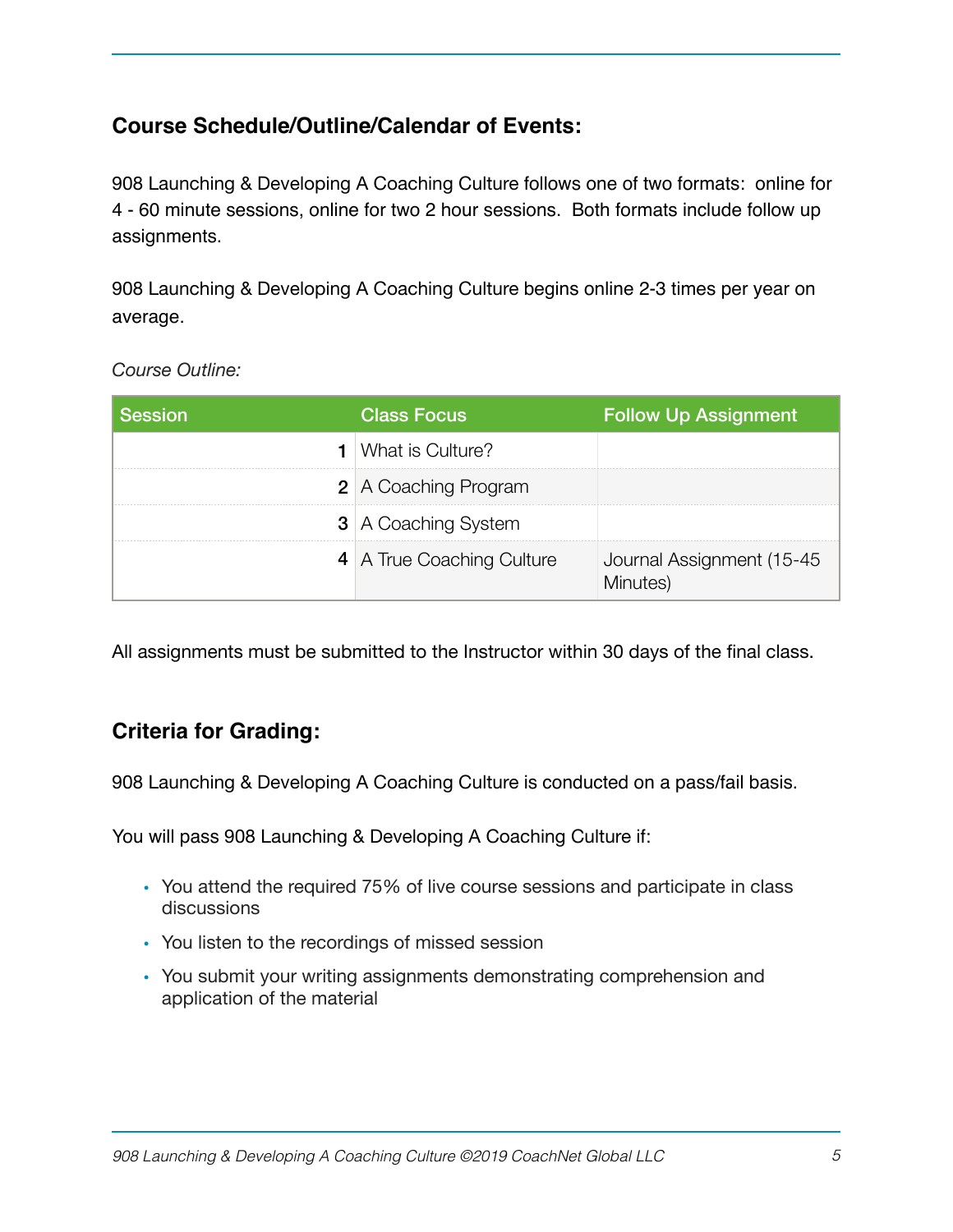## Course Schedule/Outline/Calendar of Events:

908 Launching & Developing A Coaching Culture follows one of two formats: online for 4 - 60 minute sessions, online for two 2 hour sessions. Both formats include follow up assignments.

908 Launching & Developing A Coaching Culture begins online 2-3 times per year on average.

*Course Outline:*

| Session | Class Focus | Follow Up Assignment |
|---|---|---|
| 1 | What is Culture? | |
| 2 | A Coaching Program | |
| 3 | A Coaching System | |
| 4 | A True Coaching Culture | Journal Assignment (15-45 Minutes) |

All assignments must be submitted to the Instructor within 30 days of the final class.

## Criteria for Grading:

908 Launching & Developing A Coaching Culture is conducted on a pass/fail basis.

You will pass 908 Launching & Developing A Coaching Culture if:

- You attend the required 75% of live course sessions and participate in class discussions
- You listen to the recordings of missed session
- You submit your writing assignments demonstrating comprehension and application of the material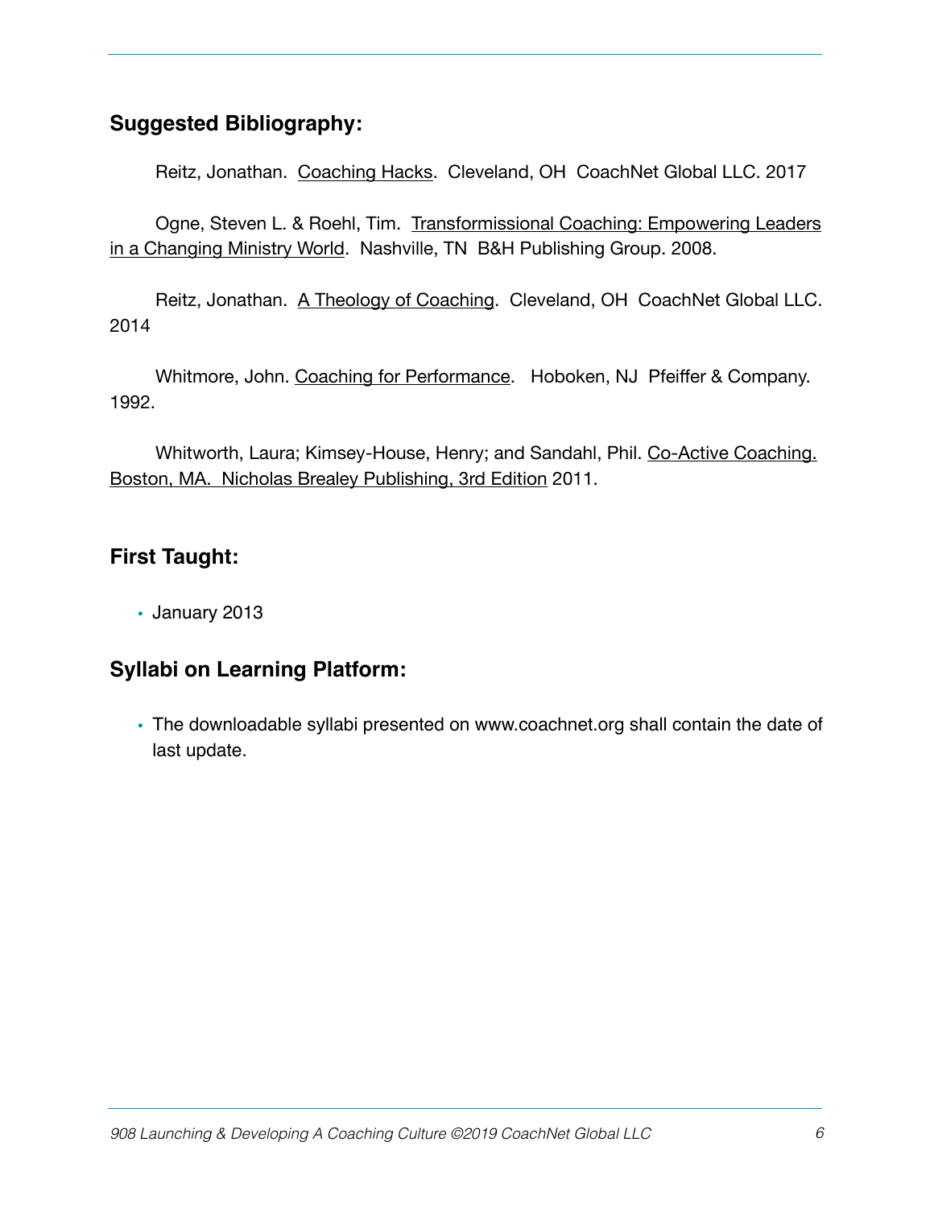## Suggested Bibliography:

Reitz, Jonathan. Coaching Hacks. Cleveland, OH CoachNet Global LLC. 2017

Ogne, Steven L. & Roehl, Tim. Transformissional Coaching: Empowering Leaders in a Changing Ministry World. Nashville, TN B&H Publishing Group. 2008.

Reitz, Jonathan. A Theology of Coaching. Cleveland, OH CoachNet Global LLC. 2014

Whitmore, John. Coaching for Performance. Hoboken, NJ Pfeiffer & Company. 1992.

Whitworth, Laura; Kimsey-House, Henry; and Sandahl, Phil. Co-Active Coaching. Boston, MA. Nicholas Brealey Publishing, 3rd Edition 2011.

## First Taught:

- January 2013

## Syllabi on Learning Platform:

- The downloadable syllabi presented on www.coachnet.org shall contain the date of last update.